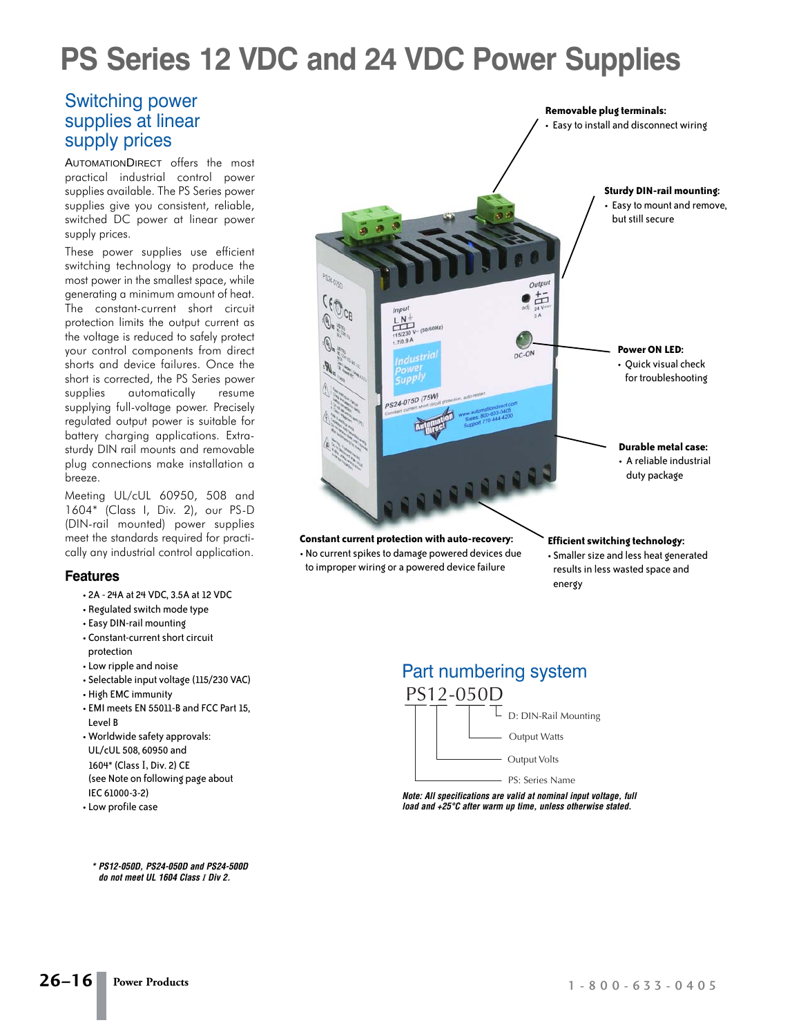# PS Series 12 VDC and 24 VDC Power Supplies

## Switching power supplies at linear supply prices

AutomationDirect offers the most practical industrial control power supplies available. The PS Series power supplies give you consistent, reliable, switched DC power at linear power supply prices.

These power supplies use efficient switching technology to produce the most power in the smallest space, while generating a minimum amount of heat. The constant-current short circuit protection limits the output current as the voltage is reduced to safely protect your control components from direct shorts and device failures. Once the short is corrected, the PS Series power supplies automatically resume supplying full-voltage power. Precisely regulated output power is suitable for battery charging applications. Extra-sturdy DIN rail mounts and removable plug connections make installation a breeze.

Meeting UL/cUL 60950, 508 and 1604* (Class I, Div. 2), our PS-D (DIN-rail mounted) power supplies meet the standards required for practically any industrial control application.

### Features

- 2A - 24A at 24 VDC, 3.5A at 12 VDC
- Regulated switch mode type
- Easy DIN-rail mounting
- Constant-current short circuit protection
- Low ripple and noise
- Selectable input voltage (115/230 VAC)
- High EMC immunity
- EMI meets EN 55011-B and FCC Part 15, Level B
- Worldwide safety approvals: UL/cUL 508, 60950 and 1604* (Class I, Div. 2) CE (see Note on following page about IEC 61000-3-2)
- Low profile case

*\* PS12-050D, PS24-050D and PS24-500D do not meet UL 1604 Class I Div 2.*

**Removable plug terminals:**
- Easy to install and disconnect wiring

**Sturdy DIN-rail mounting:**
- Easy to mount and remove, but still secure

**Power ON LED:**
- Quick visual check for troubleshooting

**Durable metal case:**
- A reliable industrial duty package

**Constant current protection with auto-recovery:**
- No current spikes to damage powered devices due to improper wiring or a powered device failure

**Efficient switching technology:**
- Smaller size and less heat generated results in less wasted space and energy

## Part numbering system

PS12-050D

- D: DIN-Rail Mounting
- Output Watts
- Output Volts
- PS: Series Name

*Note: All specifications are valid at nominal input voltage, full load and +25°C after warm up time, unless otherwise stated.*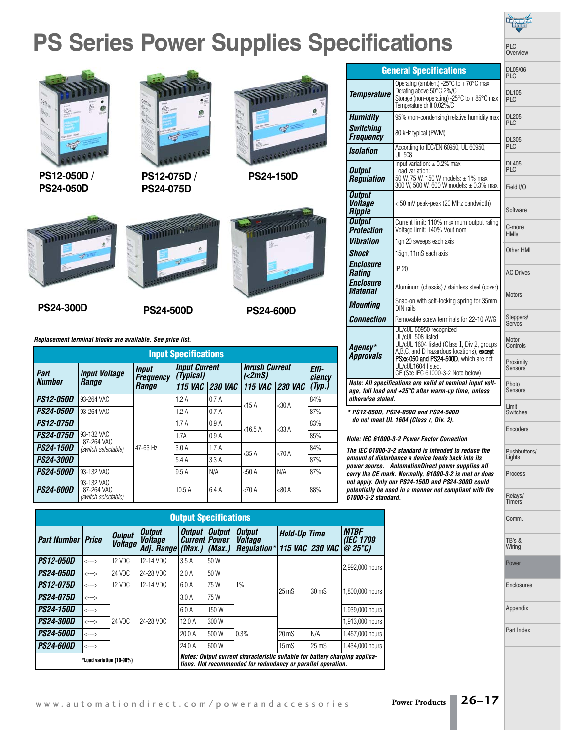# PS Series Power Supplies Specifications

PS12-050D / PS24-050D

PS12-075D / PS24-075D

PS24-150D

PS24-300D

PS24-500D

PS24-600D

*Replacement terminal blocks are available. See price list.*

## Input Specifications

| Part Number | Input Voltage Range | Input Frequency Range | Input Current (Typical) | | Inrush Current (<2mS) | | Efficiency (Typ.) |
|---|---|---|---|---|---|---|---|
| | | | 115 VAC | 230 VAC | 115 VAC | 230 VAC | |
| PS12-050D | 93-264 VAC | 47-63 Hz | 1.2 A | 0.7 A | <15 A | <30 A | 84% |
| PS24-050D | 93-264 VAC | | 1.2 A | 0.7 A | | | 87% |
| PS12-075D | 93-132 VAC 187-264 VAC (switch selectable) | | 1.7 A | 0.9 A | <16.5 A | <33 A | 83% |
| PS24-075D | | | 1.7A | 0.9 A | | | 85% |
| PS24-150D | | | 3.0 A | 1.7 A | <35 A | <70 A | 84% |
| PS24-300D | | | 5.4 A | 3.3 A | | | 87% |
| PS24-500D | 93-132 VAC | | 9.5 A | N/A | <50 A | N/A | 87% |
| PS24-600D | 93-132 VAC 187-264 VAC (switch selectable) | | 10.5 A | 6.4 A | <70 A | <80 A | 88% |

## Output Specifications

| Part Number | Price | Output Voltage | Output Voltage Adj. Range | Output Current (Max.) | Output Power (Max.) | Output Voltage Regulation* | Hold-Up Time | | MTBF (IEC 1709 @ 25°C) |
|---|---|---|---|---|---|---|---|---|---|
| | | | | | | | 115 VAC | 230 VAC | |
| PS12-050D | <---> | 12 VDC | 12-14 VDC | 3.5 A | 50 W | 1% | 25 mS | 30 mS | 2,992,000 hours |
| PS24-050D | <---> | 24 VDC | 24-28 VDC | 2.0 A | 50 W | | | | |
| PS12-075D | <---> | 12 VDC | 12-14 VDC | 6.0 A | 75 W | | | | 1,800,000 hours |
| PS24-075D | <---> | 24 VDC | 24-28 VDC | 3.0 A | 75 W | | | | |
| PS24-150D | <---> | | | 6.0 A | 150 W | | | | 1,939,000 hours |
| PS24-300D | <---> | | | 12.0 A | 300 W | 0.3% | | | 1,913,000 hours |
| PS24-500D | <---> | | | 20.0 A | 500 W | | 20 mS | N/A | 1,467,000 hours |
| PS24-600D | <---> | | | 24.0 A | 600 W | | 15 mS | 25 mS | 1,434,000 hours |

*Load variation (10-90%)

*Notes: Output current characteristic suitable for battery charging applications. Not recommended for redundancy or parallel operation.*

## General Specifications

| | |
|---|---|
| **Temperature** | Operating (ambient) -25°C to + 70°C max<br>Derating above 50°C 2%/C<br>Storage (non-operating) -25°C to + 85°C max<br>Temperature drift 0.02%/C |
| **Humidity** | 95% (non-condensing) relative humidity max |
| **Switching Frequency** | 80 kHz typical (PWM) |
| **Isolation** | According to IEC/EN 60950, UL 60950, UL 508 |
| **Output Regulation** | Input variation: ± 0.2% max<br>Load variation:<br>50 W, 75 W, 150 W models: ± 1% max<br>300 W, 500 W, 600 W models: ± 0.3% max |
| **Output Voltage Ripple** | < 50 mV peak-peak (20 MHz bandwidth) |
| **Output Protection** | Current limit: 110% maximum output rating<br>Voltage limit: 140% Vout nom |
| **Vibration** | 1gn 20 sweeps each axis |
| **Shock** | 15gn, 11mS each axis |
| **Enclosure Rating** | IP 20 |
| **Enclosure Material** | Aluminum (chassis) / stainless steel (cover) |
| **Mounting** | Snap-on with self-locking spring for 35mm DIN rails |
| **Connection** | Removable screw terminals for 22-10 AWG |
| **Agency* Approvals** | UL/cUL 60950 recognized<br>UL/cUL 508 listed<br>UL/cUL 1604 listed (Class I, Div 2, groups A,B,C, and D hazardous locations), **except PSxx-050 and PS24-500D**, which are not UL/cUL1604 listed.<br>CE (See IEC 61000-3-2 Note below) |

*Note: All specifications are valid at nominal input voltage, full load and +25°C after warm-up time, unless otherwise stated.*

*\* PS12-050D, PS24-050D and PS24-500D do not meet UL 1604 (Class I, Div. 2).*

*Note: IEC 61000-3-2 Power Factor Correction*

*The IEC 61000-3-2 standard is intended to reduce the amount of disturbance a device feeds back into its power source. AutomationDirect power supplies all carry the CE mark. Normally, 61000-3-2 is met or does not apply. Only our PS24-150D and PS24-300D could potentially be used in a manner not compliant with the 61000-3-2 standard.*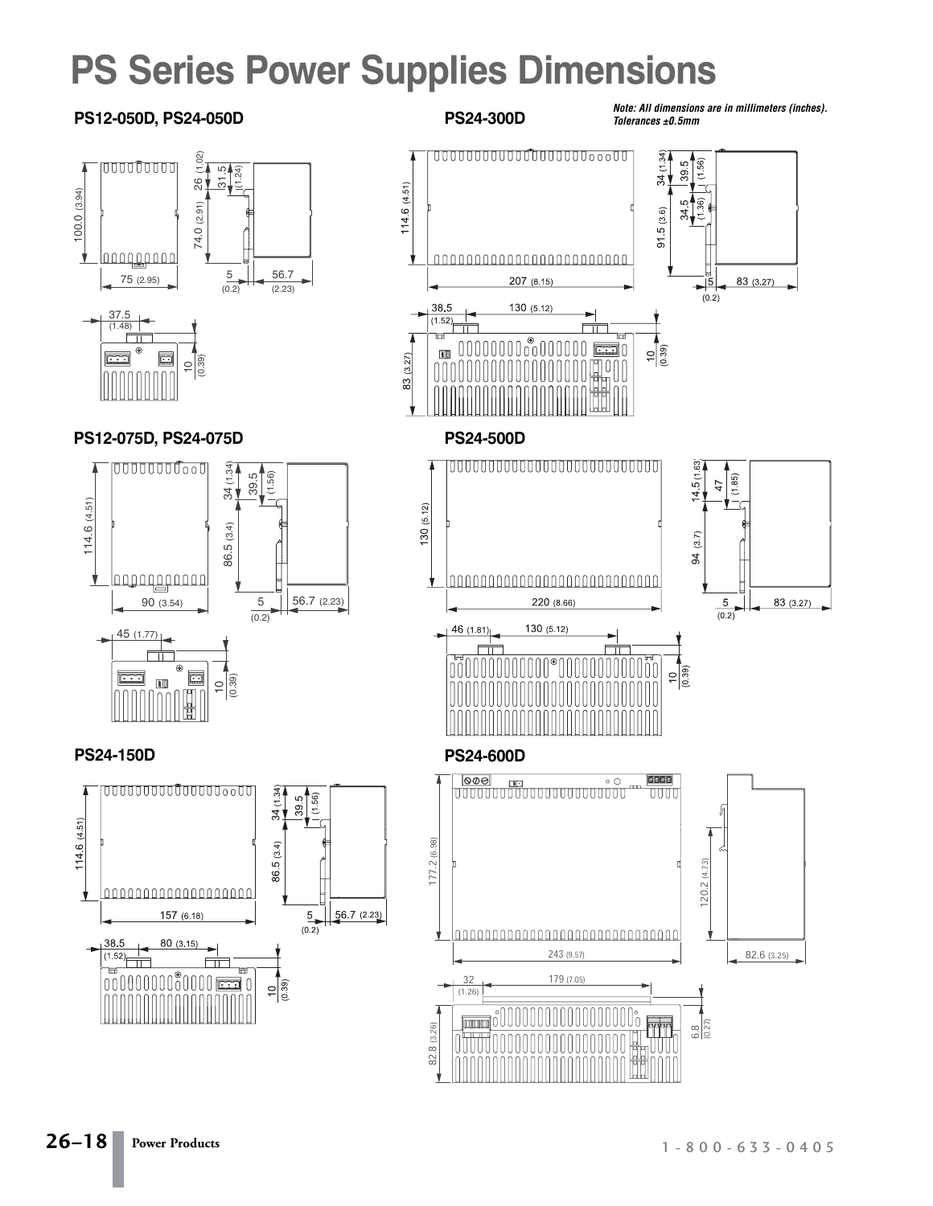# PS Series Power Supplies Dimensions

*Note: All dimensions are in millimeters (inches). Tolerances ±0.5mm*

## PS12-050D, PS24-050D

100.0 (3.94)
75 (2.95)
26 (1.02)
31.5 (1.24)
74.0 (2.91)
5 (0.2)
56.7 (2.23)
37.5 (1.48)
10 (0.39)

## PS24-300D

114.6 (4.51)
207 (8.15)
34 (1.34)
39.5 (1.56)
34.5 (1.36)
91.5 (3.6)
5 (0.2)
83 (3.27)
38.5 (1.52)
130 (5.12)
83 (3.27)
10 (0.39)

## PS12-075D, PS24-075D

114.6 (4.51)
90 (3.54)
34 (1.34)
39.5 (1.56)
86.5 (3.4)
5 (0.2)
56.7 (2.23)
45 (1.77)
10 (0.39)

## PS24-500D

130 (5.12)
220 (8.66)
14.5 (1.63)
47 (1.85)
94 (3.7)
5 (0.2)
83 (3.27)
46 (1.81)
130 (5.12)
10 (0.39)

## PS24-150D

114.6 (4.51)
157 (6.18)
34 (1.34)
39.5 (1.56)
86.5 (3.4)
5 (0.2)
56.7 (2.23)
38.5 (1.52)
80 (3.15)
10 (0.39)

## PS24-600D

177.2 (6.98)
243 (9.57)
120.2 (4.73)
82.6 (3.25)
32 (1.26)
179 (7.05)
82.8 (3.26)
6.8 (0.27)